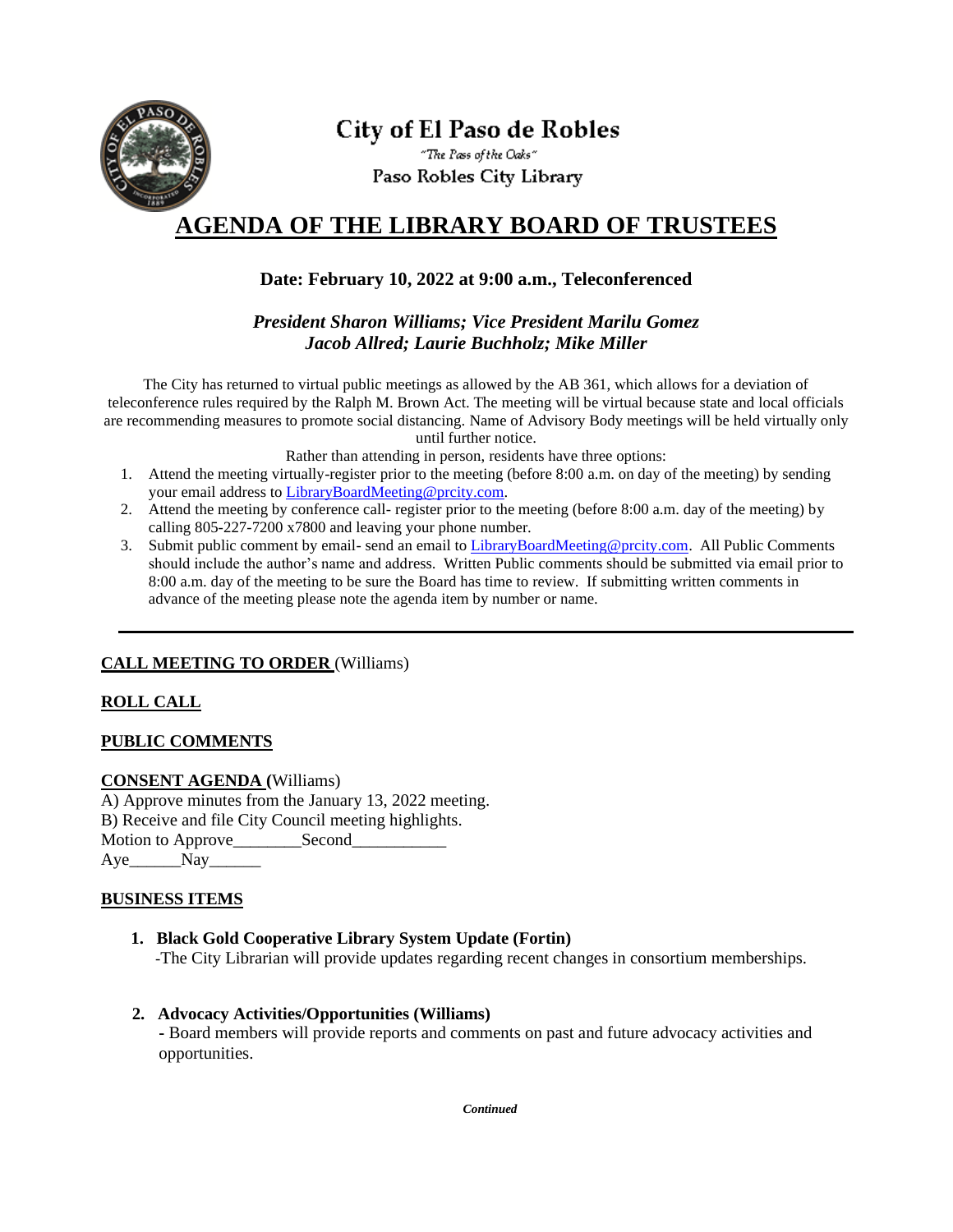City of El Paso de Robles

*"The Pass of the Oaks"*

Paso Robles City Library

# AGENDA OF THE LIBRARY BOARD OF TRUSTEES

### Date: February 10, 2022 at 9:00 a.m., Teleconferenced

***President Sharon Williams; Vice President Marilu Gomez***
***Jacob Allred; Laurie Buchholz; Mike Miller***

The City has returned to virtual public meetings as allowed by the AB 361, which allows for a deviation of teleconference rules required by the Ralph M. Brown Act. The meeting will be virtual because state and local officials are recommending measures to promote social distancing. Name of Advisory Body meetings will be held virtually only until further notice.

Rather than attending in person, residents have three options:

1. Attend the meeting virtually-register prior to the meeting (before 8:00 a.m. on day of the meeting) by sending your email address to LibraryBoardMeeting@prcity.com.
2. Attend the meeting by conference call- register prior to the meeting (before 8:00 a.m. day of the meeting) by calling 805-227-7200 x7800 and leaving your phone number.
3. Submit public comment by email- send an email to LibraryBoardMeeting@prcity.com. All Public Comments should include the author's name and address. Written Public comments should be submitted via email prior to 8:00 a.m. day of the meeting to be sure the Board has time to review. If submitting written comments in advance of the meeting please note the agenda item by number or name.

---

**CALL MEETING TO ORDER** (Williams)

**ROLL CALL**

**PUBLIC COMMENTS**

**CONSENT AGENDA (**Williams)

A) Approve minutes from the January 13, 2022 meeting.
B) Receive and file City Council meeting highlights.
Motion to Approve________Second___________
Aye______Nay______

**BUSINESS ITEMS**

1. **Black Gold Cooperative Library System Update (Fortin)**
   -The City Librarian will provide updates regarding recent changes in consortium memberships.

2. **Advocacy Activities/Opportunities (Williams)**
   - Board members will provide reports and comments on past and future advocacy activities and opportunities.

***Continued***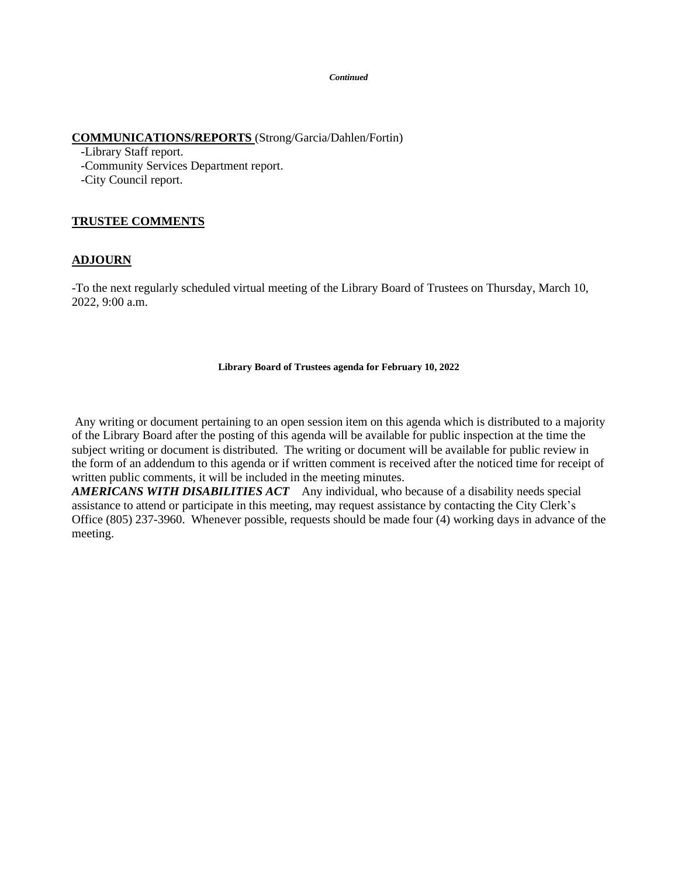*Continued*

**COMMUNICATIONS/REPORTS** (Strong/Garcia/Dahlen/Fortin)

-Library Staff report.
-Community Services Department report.
-City Council report.

**TRUSTEE COMMENTS**

**ADJOURN**

-To the next regularly scheduled virtual meeting of the Library Board of Trustees on Thursday, March 10, 2022, 9:00 a.m.

**Library Board of Trustees agenda for February 10, 2022**

Any writing or document pertaining to an open session item on this agenda which is distributed to a majority of the Library Board after the posting of this agenda will be available for public inspection at the time the subject writing or document is distributed. The writing or document will be available for public review in the form of an addendum to this agenda or if written comment is received after the noticed time for receipt of written public comments, it will be included in the meeting minutes.

***AMERICANS WITH DISABILITIES ACT*** Any individual, who because of a disability needs special assistance to attend or participate in this meeting, may request assistance by contacting the City Clerk's Office (805) 237-3960. Whenever possible, requests should be made four (4) working days in advance of the meeting.